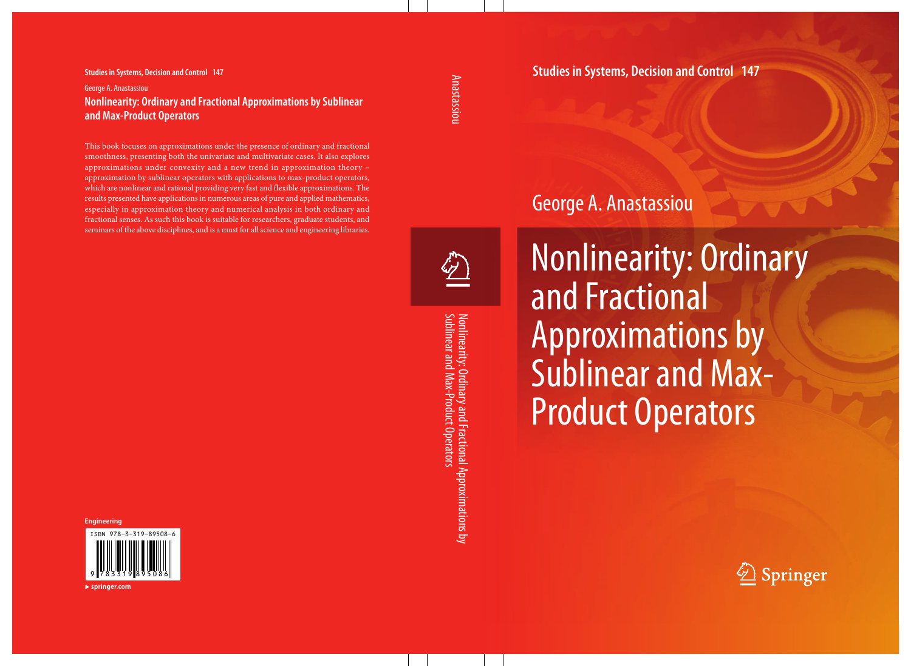Studies in Systems, Decision and Control 147

George A. Anastassiou

# Nonlinearity: Ordinary and Fractional Approximations by Sublinear and Max-Product Operators

Springer

---

**Studies in Systems, Decision and Control 147**

George A. Anastassiou

**Nonlinearity: Ordinary and Fractional Approximations by Sublinear and Max-Product Operators**

This book focuses on approximations under the presence of ordinary and fractional smoothness, presenting both the univariate and multivariate cases. It also explores approximations under convexity and a new trend in approximation theory – approximation by sublinear operators with applications to max-product operators, which are nonlinear and rational providing very fast and flexible approximations. The results presented have applications in numerous areas of pure and applied mathematics, especially in approximation theory and numerical analysis in both ordinary and fractional senses. As such this book is suitable for researchers, graduate students, and seminars of the above disciplines, and is a must for all science and engineering libraries.

**Engineering**

ISBN 978-3-319-89508-6

9 783319 895086

springer.com

---

Anastassiou

Nonlinearity: Ordinary and Fractional Approximations by Sublinear and Max-Product Operators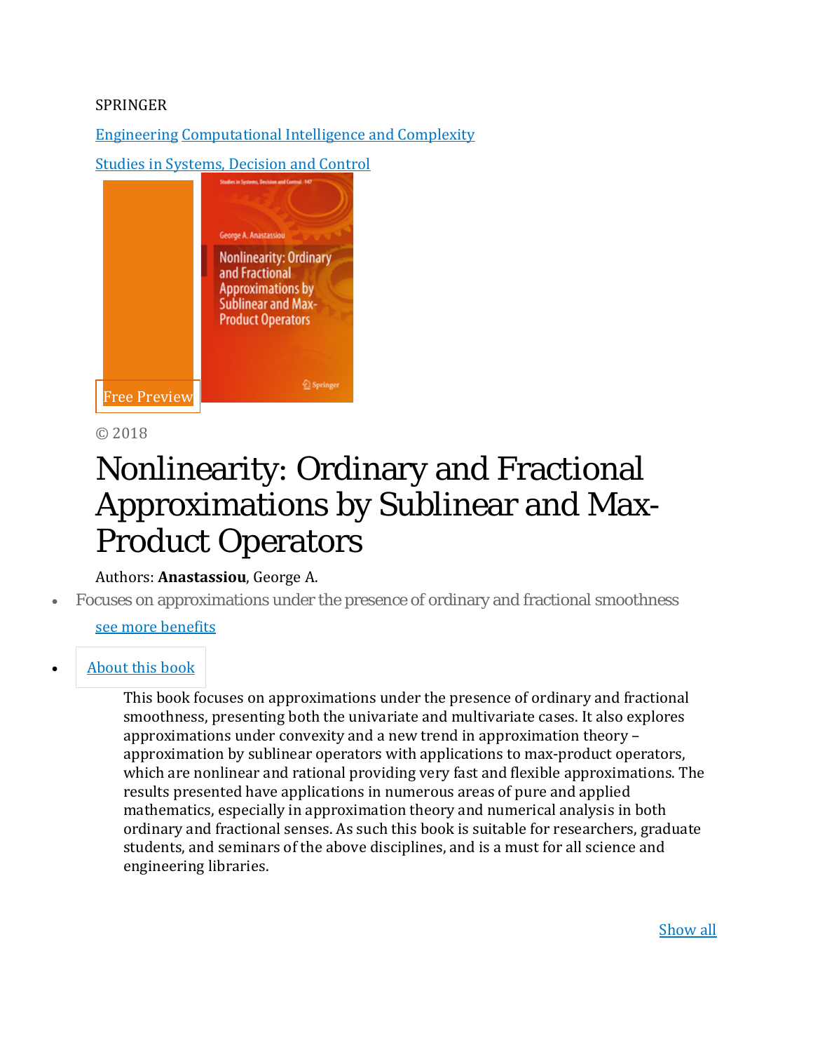SPRINGER

Engineering Computational Intelligence and Complexity

Studies in Systems, Decision and Control

Free Preview

© 2018

# Nonlinearity: Ordinary and Fractional Approximations by Sublinear and Max-Product Operators

Authors: **Anastassiou**, George A.

- Focuses on approximations under the presence of ordinary and fractional smoothness

see more benefits

- About this book

This book focuses on approximations under the presence of ordinary and fractional smoothness, presenting both the univariate and multivariate cases. It also explores approximations under convexity and a new trend in approximation theory – approximation by sublinear operators with applications to max-product operators, which are nonlinear and rational providing very fast and flexible approximations. The results presented have applications in numerous areas of pure and applied mathematics, especially in approximation theory and numerical analysis in both ordinary and fractional senses. As such this book is suitable for researchers, graduate students, and seminars of the above disciplines, and is a must for all science and engineering libraries.

Show all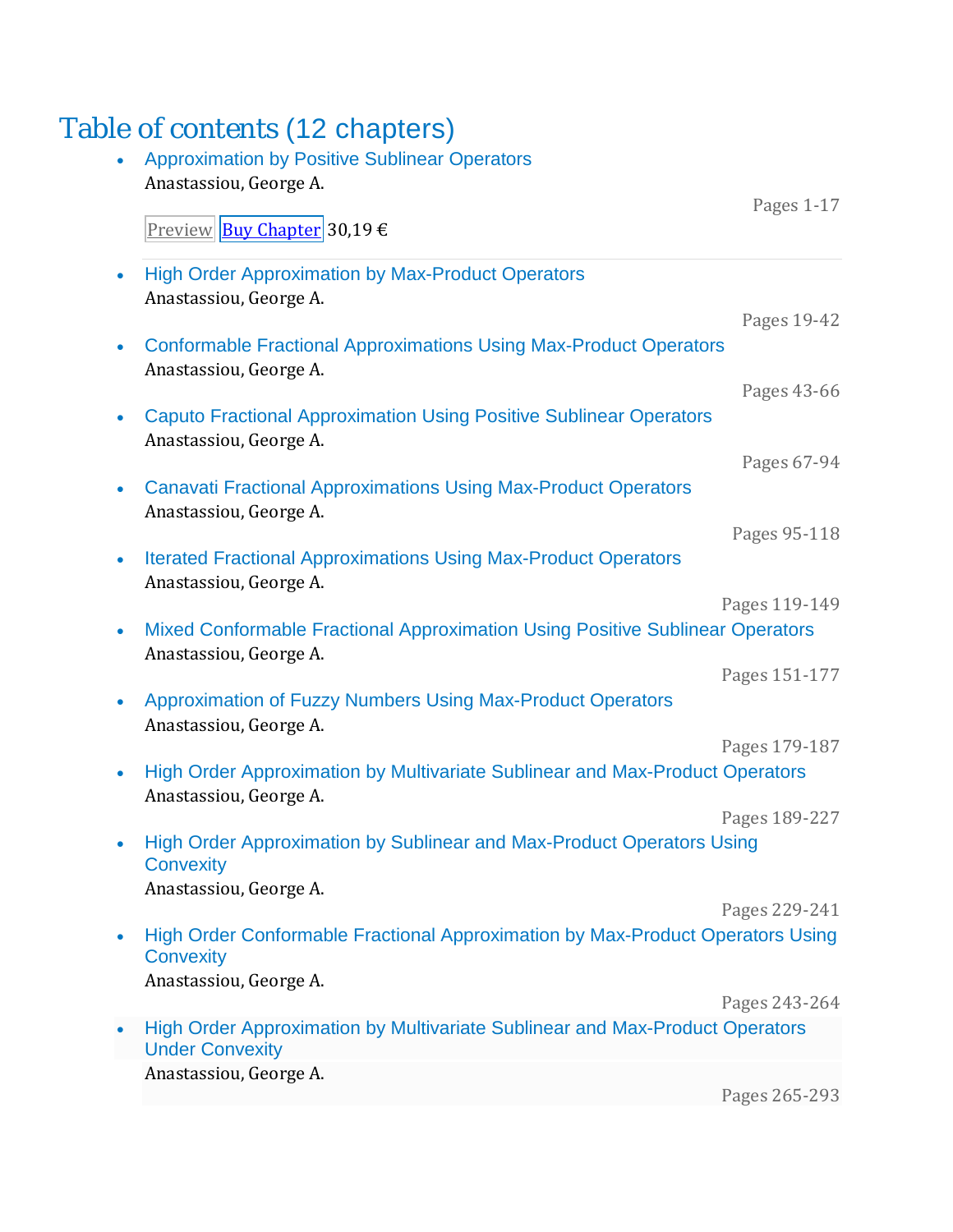## Table of contents (12 chapters)

- **Approximation by Positive Sublinear Operators**
  Anastassiou, George A.
  Pages 1-17
  Preview Buy Chapter 30,19 €

- **High Order Approximation by Max-Product Operators**
  Anastassiou, George A.
  Pages 19-42

- **Conformable Fractional Approximations Using Max-Product Operators**
  Anastassiou, George A.
  Pages 43-66

- **Caputo Fractional Approximation Using Positive Sublinear Operators**
  Anastassiou, George A.
  Pages 67-94

- **Canavati Fractional Approximations Using Max-Product Operators**
  Anastassiou, George A.
  Pages 95-118

- **Iterated Fractional Approximations Using Max-Product Operators**
  Anastassiou, George A.
  Pages 119-149

- **Mixed Conformable Fractional Approximation Using Positive Sublinear Operators**
  Anastassiou, George A.
  Pages 151-177

- **Approximation of Fuzzy Numbers Using Max-Product Operators**
  Anastassiou, George A.
  Pages 179-187

- **High Order Approximation by Multivariate Sublinear and Max-Product Operators**
  Anastassiou, George A.
  Pages 189-227

- **High Order Approximation by Sublinear and Max-Product Operators Using Convexity**
  Anastassiou, George A.
  Pages 229-241

- **High Order Conformable Fractional Approximation by Max-Product Operators Using Convexity**
  Anastassiou, George A.
  Pages 243-264

- **High Order Approximation by Multivariate Sublinear and Max-Product Operators Under Convexity**
  Anastassiou, George A.
  Pages 265-293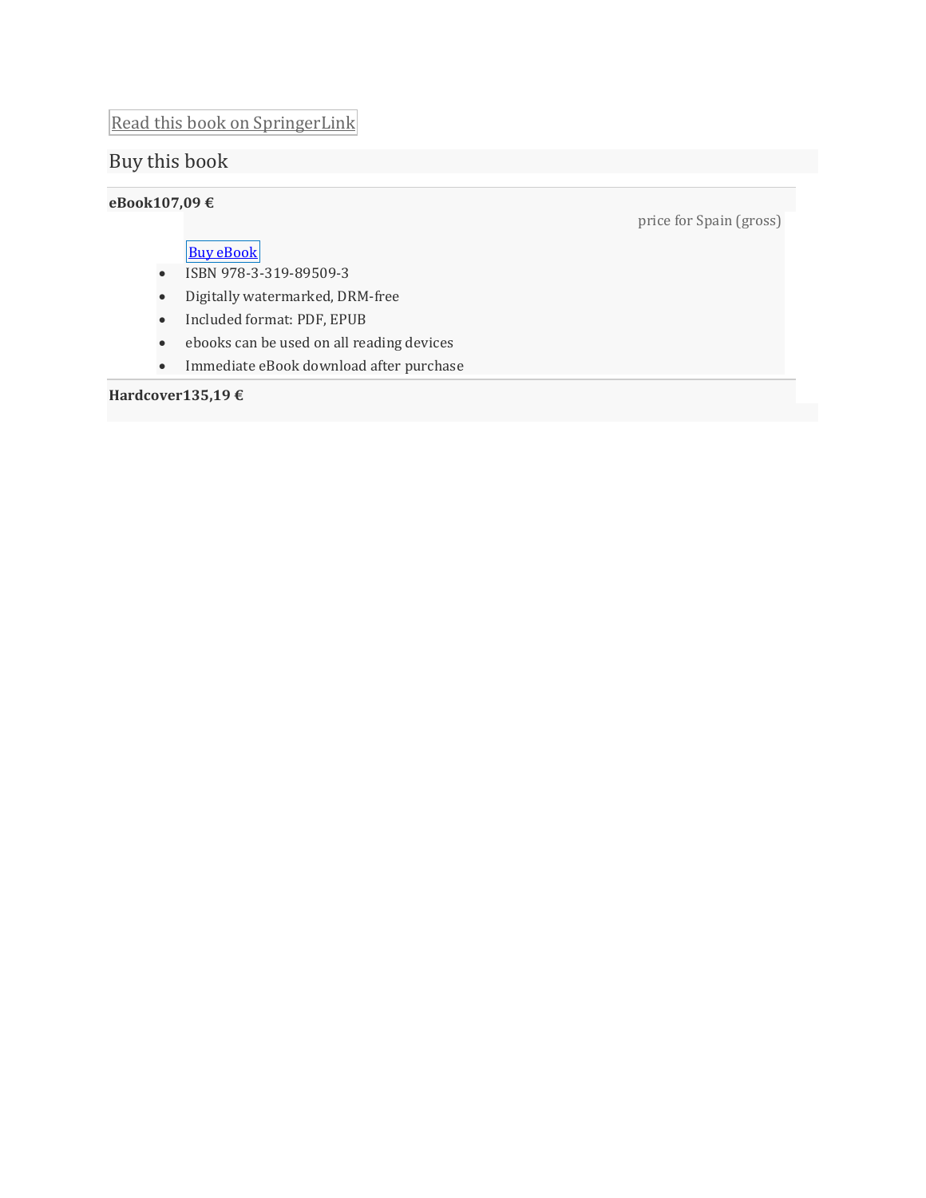Read this book on SpringerLink

## Buy this book

**eBook107,09 €**

price for Spain (gross)

Buy eBook

- ISBN 978-3-319-89509-3
- Digitally watermarked, DRM-free
- Included format: PDF, EPUB
- ebooks can be used on all reading devices
- Immediate eBook download after purchase

**Hardcover135,19 €**